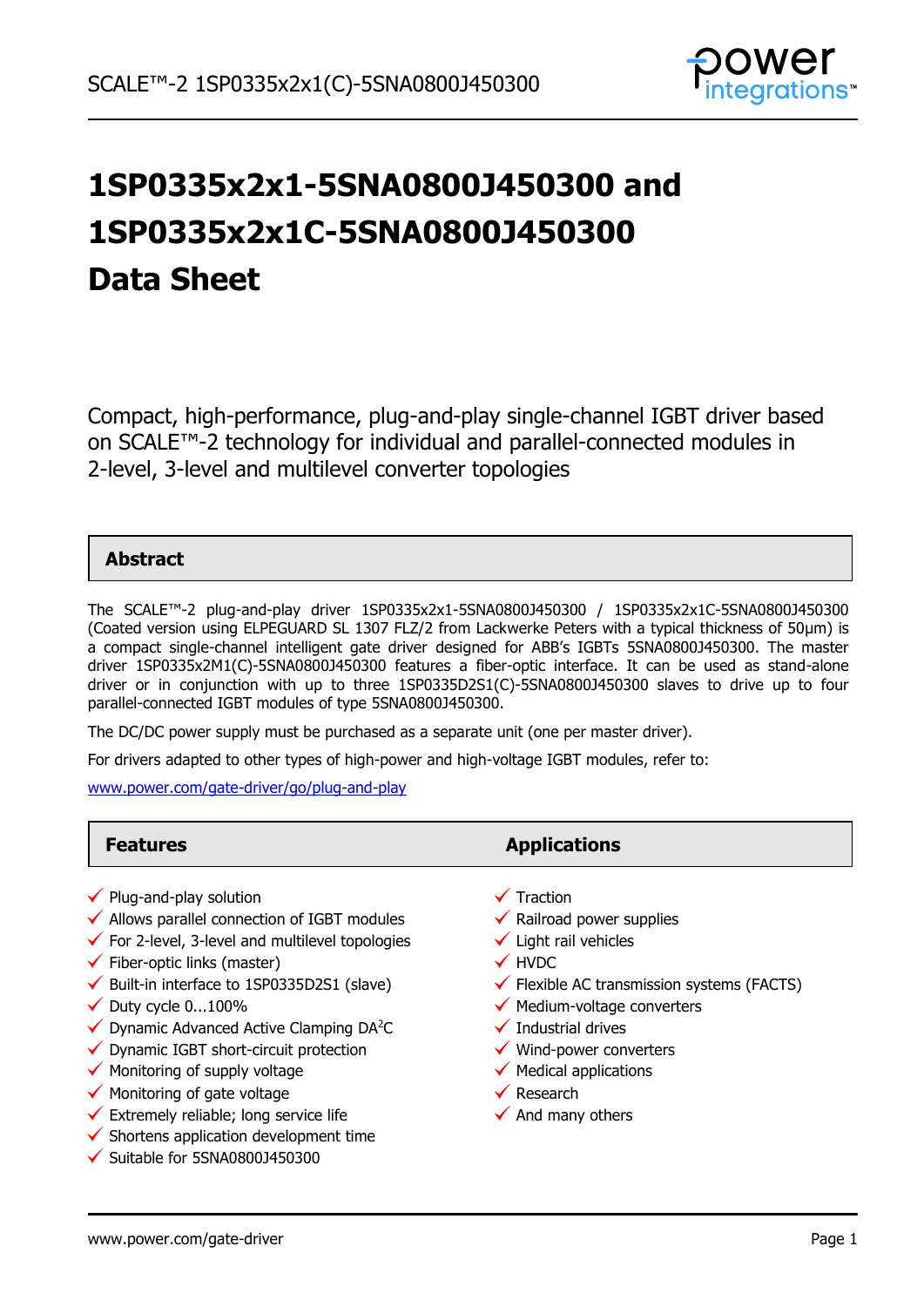# 1SP0335x2x1-5SNA0800J450300 and 1SP0335x2x1C-5SNA0800J450300 Data Sheet

Compact, high-performance, plug-and-play single-channel IGBT driver based on SCALE™-2 technology for individual and parallel-connected modules in 2-level, 3-level and multilevel converter topologies

## Abstract

The SCALE™-2 plug-and-play driver 1SP0335x2x1-5SNA0800J450300 / 1SP0335x2x1C-5SNA0800J450300 (Coated version using ELPEGUARD SL 1307 FLZ/2 from Lackwerke Peters with a typical thickness of 50µm) is a compact single-channel intelligent gate driver designed for ABB's IGBTs 5SNA0800J450300. The master driver 1SP0335x2M1(C)-5SNA0800J450300 features a fiber-optic interface. It can be used as stand-alone driver or in conjunction with up to three 1SP0335D2S1(C)-5SNA0800J450300 slaves to drive up to four parallel-connected IGBT modules of type 5SNA0800J450300.

The DC/DC power supply must be purchased as a separate unit (one per master driver).

For drivers adapted to other types of high-power and high-voltage IGBT modules, refer to:

www.power.com/gate-driver/go/plug-and-play

## Features

- ✓ Plug-and-play solution
- ✓ Allows parallel connection of IGBT modules
- ✓ For 2-level, 3-level and multilevel topologies
- ✓ Fiber-optic links (master)
- ✓ Built-in interface to 1SP0335D2S1 (slave)
- ✓ Duty cycle 0...100%
- ✓ Dynamic Advanced Active Clamping DA²C
- ✓ Dynamic IGBT short-circuit protection
- ✓ Monitoring of supply voltage
- ✓ Monitoring of gate voltage
- ✓ Extremely reliable; long service life
- ✓ Shortens application development time
- ✓ Suitable for 5SNA0800J450300

## Applications

- ✓ Traction
- ✓ Railroad power supplies
- ✓ Light rail vehicles
- ✓ HVDC
- ✓ Flexible AC transmission systems (FACTS)
- ✓ Medium-voltage converters
- ✓ Industrial drives
- ✓ Wind-power converters
- ✓ Medical applications
- ✓ Research
- ✓ And many others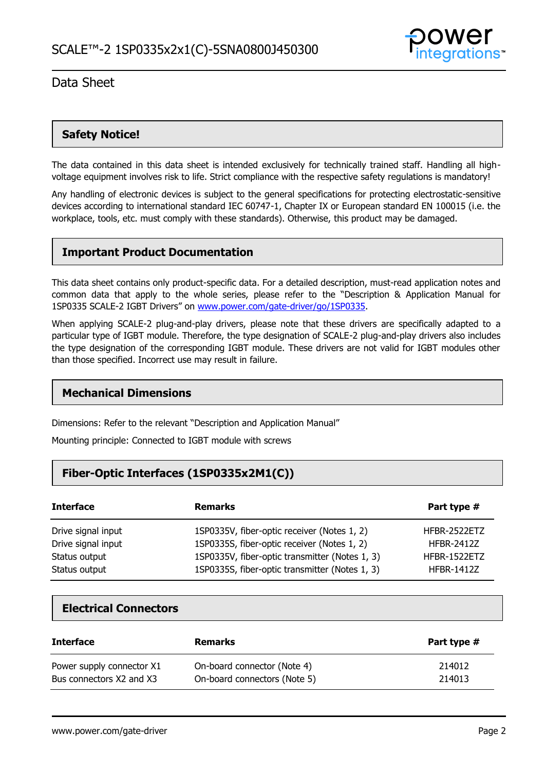## Safety Notice!

The data contained in this data sheet is intended exclusively for technically trained staff. Handling all high-voltage equipment involves risk to life. Strict compliance with the respective safety regulations is mandatory!

Any handling of electronic devices is subject to the general specifications for protecting electrostatic-sensitive devices according to international standard IEC 60747-1, Chapter IX or European standard EN 100015 (i.e. the workplace, tools, etc. must comply with these standards). Otherwise, this product may be damaged.

## Important Product Documentation

This data sheet contains only product-specific data. For a detailed description, must-read application notes and common data that apply to the whole series, please refer to the "Description & Application Manual for 1SP0335 SCALE-2 IGBT Drivers" on www.power.com/gate-driver/go/1SP0335.

When applying SCALE-2 plug-and-play drivers, please note that these drivers are specifically adapted to a particular type of IGBT module. Therefore, the type designation of SCALE-2 plug-and-play drivers also includes the type designation of the corresponding IGBT module. These drivers are not valid for IGBT modules other than those specified. Incorrect use may result in failure.

## Mechanical Dimensions

Dimensions: Refer to the relevant "Description and Application Manual"

Mounting principle: Connected to IGBT module with screws

## Fiber-Optic Interfaces (1SP0335x2M1(C))

| Interface | Remarks | Part type # |
|---|---|---|
| Drive signal input | 1SP0335V, fiber-optic receiver (Notes 1, 2) | HFBR-2522ETZ |
| Drive signal input | 1SP0335S, fiber-optic receiver (Notes 1, 2) | HFBR-2412Z |
| Status output | 1SP0335V, fiber-optic transmitter (Notes 1, 3) | HFBR-1522ETZ |
| Status output | 1SP0335S, fiber-optic transmitter (Notes 1, 3) | HFBR-1412Z |

## Electrical Connectors

| Interface | Remarks | Part type # |
|---|---|---|
| Power supply connector X1 | On-board connector (Note 4) | 214012 |
| Bus connectors X2 and X3 | On-board connectors (Note 5) | 214013 |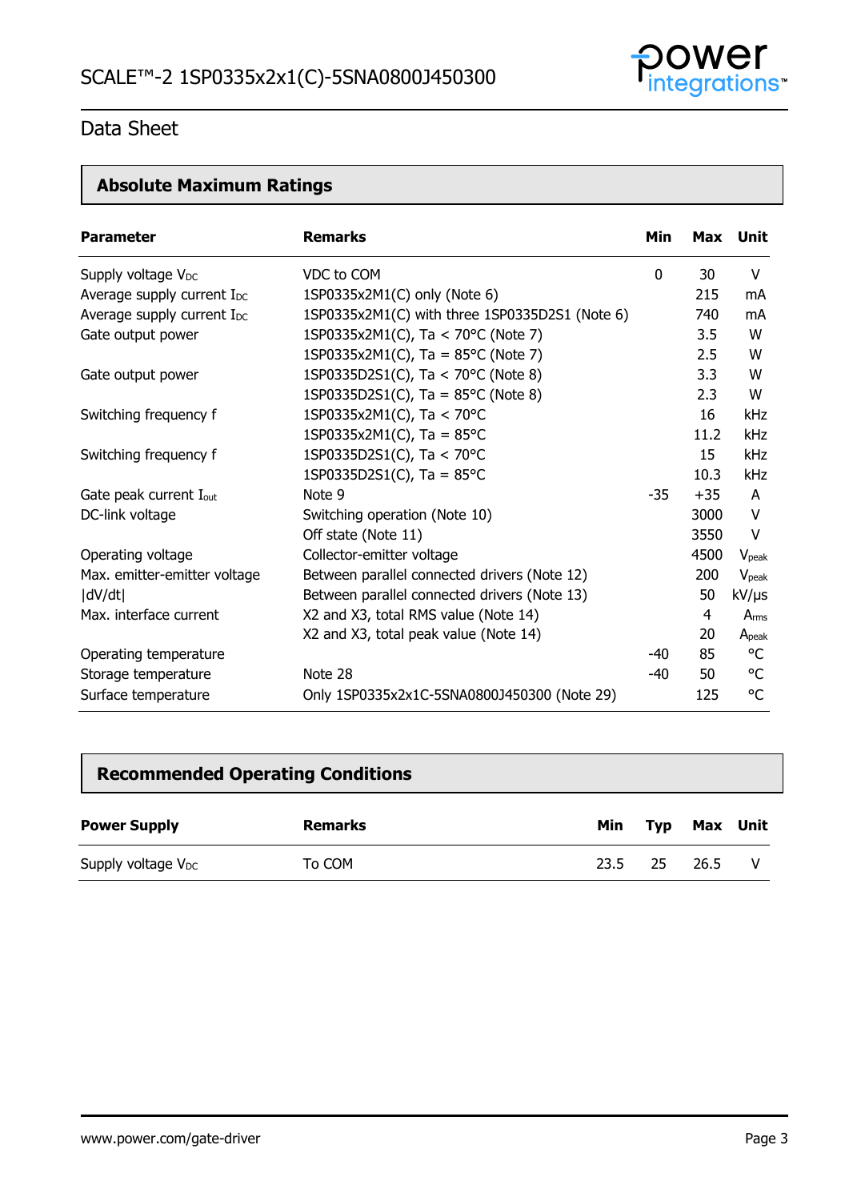## Absolute Maximum Ratings

| Parameter | Remarks | Min | Max | Unit |
|---|---|---|---|---|
| Supply voltage $V_{DC}$ | VDC to COM | 0 | 30 | V |
| Average supply current $I_{DC}$ | 1SP0335x2M1(C) only (Note 6) | | 215 | mA |
| Average supply current $I_{DC}$ | 1SP0335x2M1(C) with three 1SP0335D2S1 (Note 6) | | 740 | mA |
| Gate output power | 1SP0335x2M1(C), Ta < 70°C (Note 7) | | 3.5 | W |
| | 1SP0335x2M1(C), Ta = 85°C (Note 7) | | 2.5 | W |
| Gate output power | 1SP0335D2S1(C), Ta < 70°C (Note 8) | | 3.3 | W |
| | 1SP0335D2S1(C), Ta = 85°C (Note 8) | | 2.3 | W |
| Switching frequency f | 1SP0335x2M1(C), Ta < 70°C | | 16 | kHz |
| | 1SP0335x2M1(C), Ta = 85°C | | 11.2 | kHz |
| Switching frequency f | 1SP0335D2S1(C), Ta < 70°C | | 15 | kHz |
| | 1SP0335D2S1(C), Ta = 85°C | | 10.3 | kHz |
| Gate peak current $I_{out}$ | Note 9 | -35 | +35 | A |
| DC-link voltage | Switching operation (Note 10) | | 3000 | V |
| | Off state (Note 11) | | 3550 | V |
| Operating voltage | Collector-emitter voltage | | 4500 | $V_{peak}$ |
| Max. emitter-emitter voltage | Between parallel connected drivers (Note 12) | | 200 | $V_{peak}$ |
| \|dV/dt\| | Between parallel connected drivers (Note 13) | | 50 | kV/μs |
| Max. interface current | X2 and X3, total RMS value (Note 14) | | 4 | $A_{rms}$ |
| | X2 and X3, total peak value (Note 14) | | 20 | $A_{peak}$ |
| Operating temperature | | -40 | 85 | °C |
| Storage temperature | Note 28 | -40 | 50 | °C |
| Surface temperature | Only 1SP0335x2x1C-5SNA0800J450300 (Note 29) | | 125 | °C |

## Recommended Operating Conditions

| Power Supply | Remarks | Min | Typ | Max | Unit |
|---|---|---|---|---|---|
| Supply voltage $V_{DC}$ | To COM | 23.5 | 25 | 26.5 | V |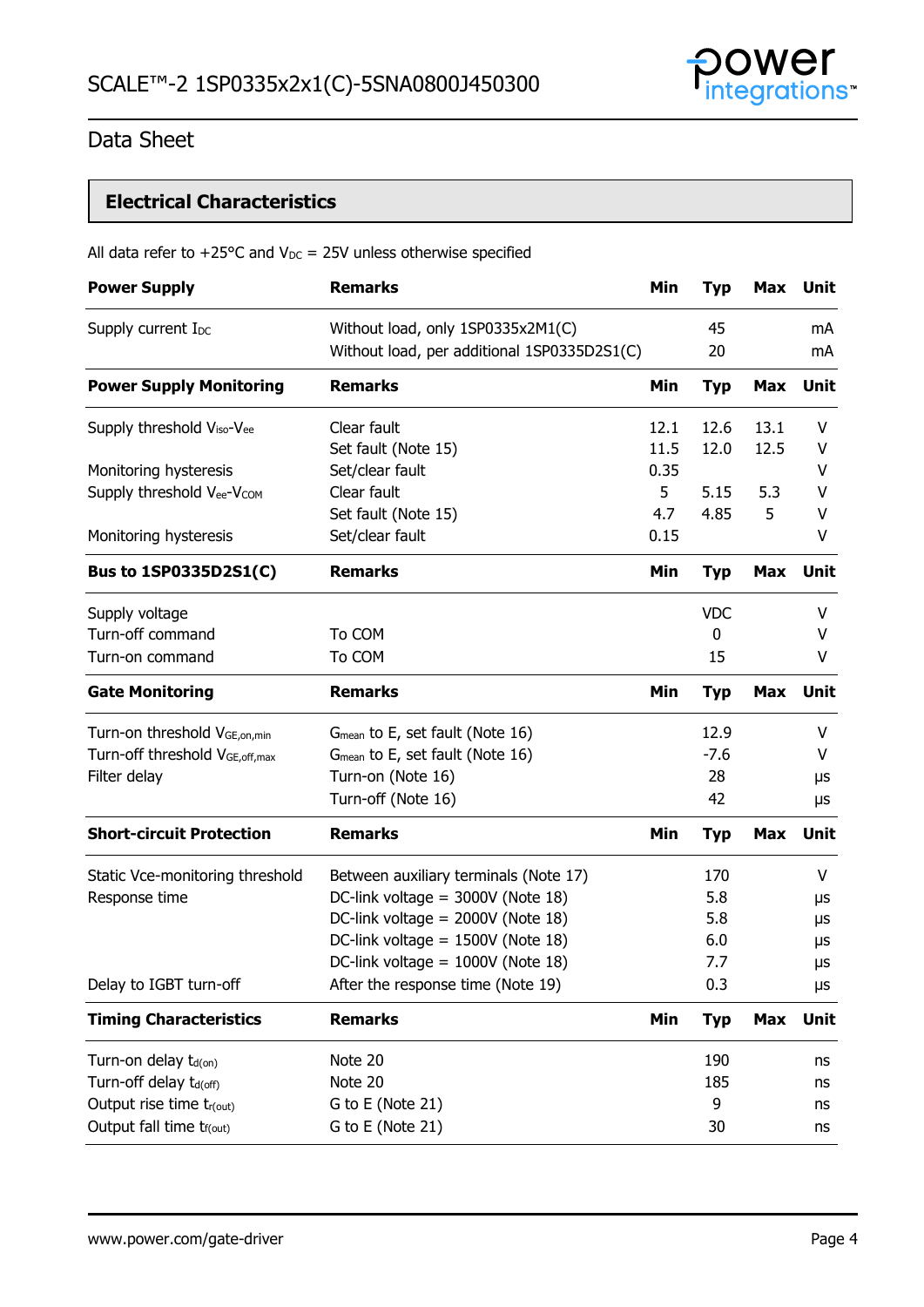## Electrical Characteristics

All data refer to +25°C and $V_{DC}$ = 25V unless otherwise specified

| **Power Supply** | **Remarks** | **Min** | **Typ** | **Max** | **Unit** |
|---|---|---|---|---|---|
| Supply current $I_{DC}$ | Without load, only 1SP0335x2M1(C) | | 45 | | mA |
| | Without load, per additional 1SP0335D2S1(C) | | 20 | | mA |
| **Power Supply Monitoring** | **Remarks** | **Min** | **Typ** | **Max** | **Unit** |
| Supply threshold $V_{iso}$-$V_{ee}$ | Clear fault | 12.1 | 12.6 | 13.1 | V |
| | Set fault (Note 15) | 11.5 | 12.0 | 12.5 | V |
| Monitoring hysteresis | Set/clear fault | 0.35 | | | V |
| Supply threshold $V_{ee}$-$V_{COM}$ | Clear fault | 5 | 5.15 | 5.3 | V |
| | Set fault (Note 15) | 4.7 | 4.85 | 5 | V |
| Monitoring hysteresis | Set/clear fault | 0.15 | | | V |
| **Bus to 1SP0335D2S1(C)** | **Remarks** | **Min** | **Typ** | **Max** | **Unit** |
| Supply voltage | | | VDC | | V |
| Turn-off command | To COM | | 0 | | V |
| Turn-on command | To COM | | 15 | | V |
| **Gate Monitoring** | **Remarks** | **Min** | **Typ** | **Max** | **Unit** |
| Turn-on threshold $V_{GE,on,min}$ | $G_{mean}$ to E, set fault (Note 16) | | 12.9 | | V |
| Turn-off threshold $V_{GE,off,max}$ | $G_{mean}$ to E, set fault (Note 16) | | -7.6 | | V |
| Filter delay | Turn-on (Note 16) | | 28 | | µs |
| | Turn-off (Note 16) | | 42 | | µs |
| **Short-circuit Protection** | **Remarks** | **Min** | **Typ** | **Max** | **Unit** |
| Static Vce-monitoring threshold | Between auxiliary terminals (Note 17) | | 170 | | V |
| Response time | DC-link voltage = 3000V (Note 18) | | 5.8 | | µs |
| | DC-link voltage = 2000V (Note 18) | | 5.8 | | µs |
| | DC-link voltage = 1500V (Note 18) | | 6.0 | | µs |
| | DC-link voltage = 1000V (Note 18) | | 7.7 | | µs |
| Delay to IGBT turn-off | After the response time (Note 19) | | 0.3 | | µs |
| **Timing Characteristics** | **Remarks** | **Min** | **Typ** | **Max** | **Unit** |
| Turn-on delay $t_{d(on)}$ | Note 20 | | 190 | | ns |
| Turn-off delay $t_{d(off)}$ | Note 20 | | 185 | | ns |
| Output rise time $t_{r(out)}$ | G to E (Note 21) | | 9 | | ns |
| Output fall time $t_{f(out)}$ | G to E (Note 21) | | 30 | | ns |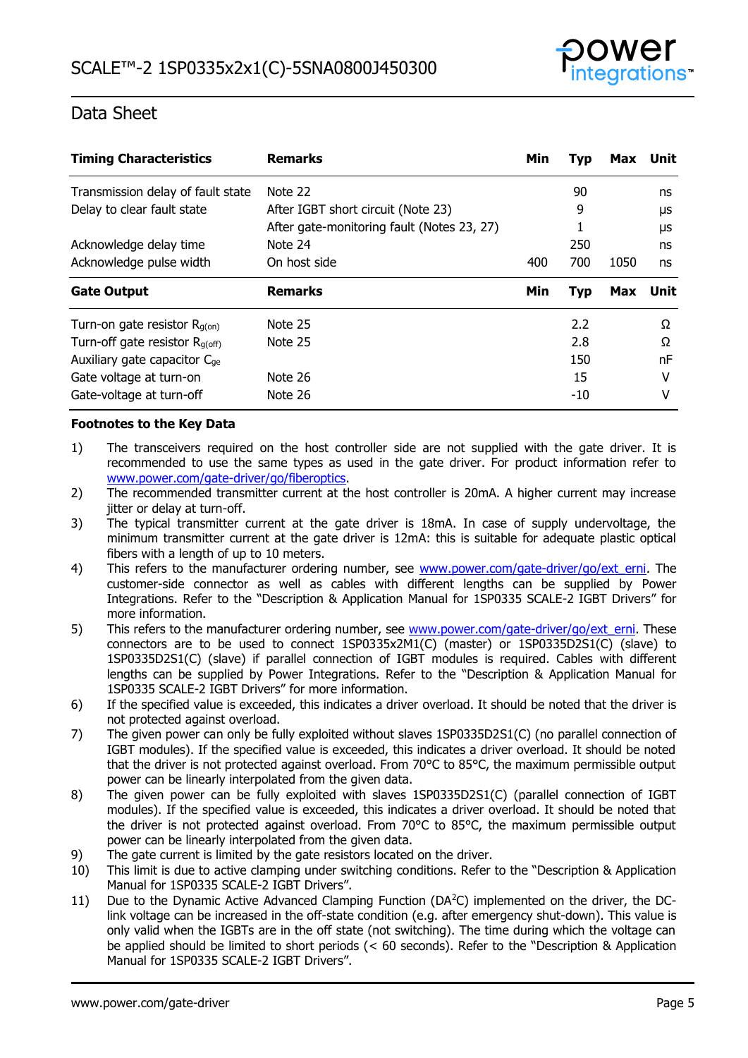| Timing Characteristics | Remarks | Min | Typ | Max | Unit |
|---|---|---|---|---|---|
| Transmission delay of fault state | Note 22 | | 90 | | ns |
| Delay to clear fault state | After IGBT short circuit (Note 23) | | 9 | | µs |
| | After gate-monitoring fault (Notes 23, 27) | | 1 | | µs |
| Acknowledge delay time | Note 24 | | 250 | | ns |
| Acknowledge pulse width | On host side | 400 | 700 | 1050 | ns |

| Gate Output | Remarks | Min | Typ | Max | Unit |
|---|---|---|---|---|---|
| Turn-on gate resistor $R_{g(on)}$ | Note 25 | | 2.2 | | Ω |
| Turn-off gate resistor $R_{g(off)}$ | Note 25 | | 2.8 | | Ω |
| Auxiliary gate capacitor $C_{ge}$ | | | 150 | | nF |
| Gate voltage at turn-on | Note 26 | | 15 | | V |
| Gate-voltage at turn-off | Note 26 | | -10 | | V |

**Footnotes to the Key Data**

1) The transceivers required on the host controller side are not supplied with the gate driver. It is recommended to use the same types as used in the gate driver. For product information refer to www.power.com/gate-driver/go/fiberoptics.
2) The recommended transmitter current at the host controller is 20mA. A higher current may increase jitter or delay at turn-off.
3) The typical transmitter current at the gate driver is 18mA. In case of supply undervoltage, the minimum transmitter current at the gate driver is 12mA: this is suitable for adequate plastic optical fibers with a length of up to 10 meters.
4) This refers to the manufacturer ordering number, see www.power.com/gate-driver/go/ext_erni. The customer-side connector as well as cables with different lengths can be supplied by Power Integrations. Refer to the "Description & Application Manual for 1SP0335 SCALE-2 IGBT Drivers" for more information.
5) This refers to the manufacturer ordering number, see www.power.com/gate-driver/go/ext_erni. These connectors are to be used to connect 1SP0335x2M1(C) (master) or 1SP0335D2S1(C) (slave) to 1SP0335D2S1(C) (slave) if parallel connection of IGBT modules is required. Cables with different lengths can be supplied by Power Integrations. Refer to the "Description & Application Manual for 1SP0335 SCALE-2 IGBT Drivers" for more information.
6) If the specified value is exceeded, this indicates a driver overload. It should be noted that the driver is not protected against overload.
7) The given power can only be fully exploited without slaves 1SP0335D2S1(C) (no parallel connection of IGBT modules). If the specified value is exceeded, this indicates a driver overload. It should be noted that the driver is not protected against overload. From 70°C to 85°C, the maximum permissible output power can be linearly interpolated from the given data.
8) The given power can be fully exploited with slaves 1SP0335D2S1(C) (parallel connection of IGBT modules). If the specified value is exceeded, this indicates a driver overload. It should be noted that the driver is not protected against overload. From 70°C to 85°C, the maximum permissible output power can be linearly interpolated from the given data.
9) The gate current is limited by the gate resistors located on the driver.
10) This limit is due to active clamping under switching conditions. Refer to the "Description & Application Manual for 1SP0335 SCALE-2 IGBT Drivers".
11) Due to the Dynamic Active Advanced Clamping Function ($DA^2C$) implemented on the driver, the DC-link voltage can be increased in the off-state condition (e.g. after emergency shut-down). This value is only valid when the IGBTs are in the off state (not switching). The time during which the voltage can be applied should be limited to short periods (< 60 seconds). Refer to the "Description & Application Manual for 1SP0335 SCALE-2 IGBT Drivers".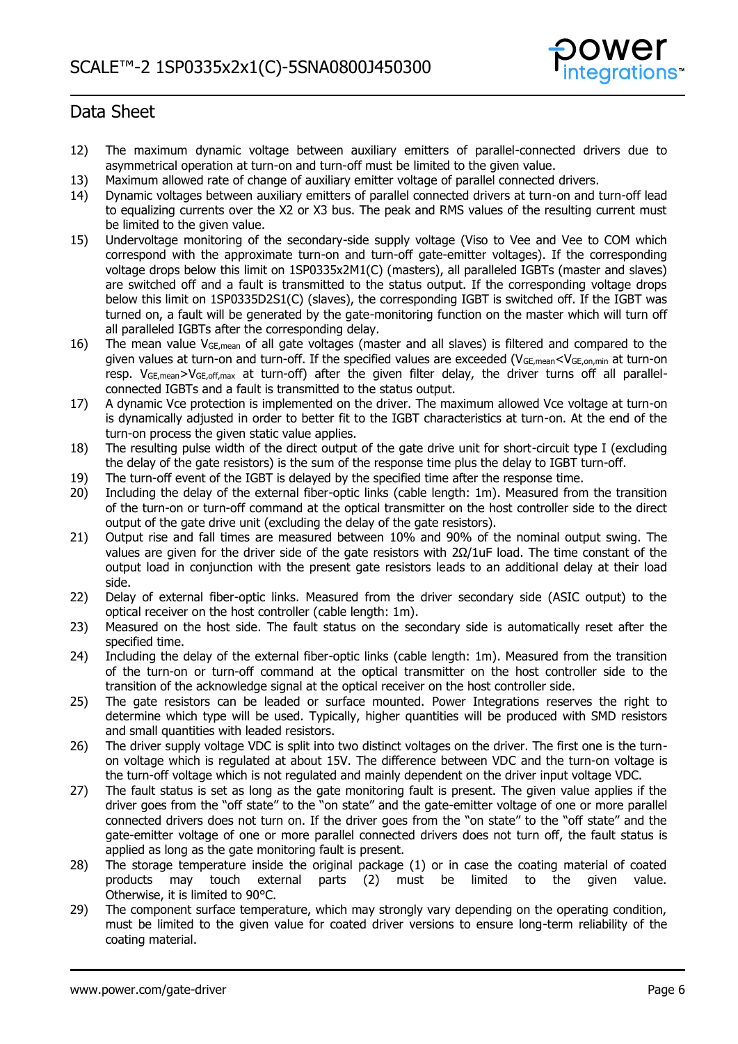12) The maximum dynamic voltage between auxiliary emitters of parallel-connected drivers due to asymmetrical operation at turn-on and turn-off must be limited to the given value.
13) Maximum allowed rate of change of auxiliary emitter voltage of parallel connected drivers.
14) Dynamic voltages between auxiliary emitters of parallel connected drivers at turn-on and turn-off lead to equalizing currents over the X2 or X3 bus. The peak and RMS values of the resulting current must be limited to the given value.
15) Undervoltage monitoring of the secondary-side supply voltage (Viso to Vee and Vee to COM which correspond with the approximate turn-on and turn-off gate-emitter voltages). If the corresponding voltage drops below this limit on 1SP0335x2M1(C) (masters), all paralleled IGBTs (master and slaves) are switched off and a fault is transmitted to the status output. If the corresponding voltage drops below this limit on 1SP0335D2S1(C) (slaves), the corresponding IGBT is switched off. If the IGBT was turned on, a fault will be generated by the gate-monitoring function on the master which will turn off all paralleled IGBTs after the corresponding delay.
16) The mean value $V_{GE,mean}$ of all gate voltages (master and all slaves) is filtered and compared to the given values at turn-on and turn-off. If the specified values are exceeded ($V_{GE,mean}<V_{GE,on,min}$ at turn-on resp. $V_{GE,mean}>V_{GE,off,max}$ at turn-off) after the given filter delay, the driver turns off all parallel-connected IGBTs and a fault is transmitted to the status output.
17) A dynamic Vce protection is implemented on the driver. The maximum allowed Vce voltage at turn-on is dynamically adjusted in order to better fit to the IGBT characteristics at turn-on. At the end of the turn-on process the given static value applies.
18) The resulting pulse width of the direct output of the gate drive unit for short-circuit type I (excluding the delay of the gate resistors) is the sum of the response time plus the delay to IGBT turn-off.
19) The turn-off event of the IGBT is delayed by the specified time after the response time.
20) Including the delay of the external fiber-optic links (cable length: 1m). Measured from the transition of the turn-on or turn-off command at the optical transmitter on the host controller side to the direct output of the gate drive unit (excluding the delay of the gate resistors).
21) Output rise and fall times are measured between 10% and 90% of the nominal output swing. The values are given for the driver side of the gate resistors with 2Ω/1uF load. The time constant of the output load in conjunction with the present gate resistors leads to an additional delay at their load side.
22) Delay of external fiber-optic links. Measured from the driver secondary side (ASIC output) to the optical receiver on the host controller (cable length: 1m).
23) Measured on the host side. The fault status on the secondary side is automatically reset after the specified time.
24) Including the delay of the external fiber-optic links (cable length: 1m). Measured from the transition of the turn-on or turn-off command at the optical transmitter on the host controller side to the transition of the acknowledge signal at the optical receiver on the host controller side.
25) The gate resistors can be leaded or surface mounted. Power Integrations reserves the right to determine which type will be used. Typically, higher quantities will be produced with SMD resistors and small quantities with leaded resistors.
26) The driver supply voltage VDC is split into two distinct voltages on the driver. The first one is the turn-on voltage which is regulated at about 15V. The difference between VDC and the turn-on voltage is the turn-off voltage which is not regulated and mainly dependent on the driver input voltage VDC.
27) The fault status is set as long as the gate monitoring fault is present. The given value applies if the driver goes from the "off state" to the "on state" and the gate-emitter voltage of one or more parallel connected drivers does not turn on. If the driver goes from the "on state" to the "off state" and the gate-emitter voltage of one or more parallel connected drivers does not turn off, the fault status is applied as long as the gate monitoring fault is present.
28) The storage temperature inside the original package (1) or in case the coating material of coated products may touch external parts (2) must be limited to the given value. Otherwise, it is limited to 90°C.
29) The component surface temperature, which may strongly vary depending on the operating condition, must be limited to the given value for coated driver versions to ensure long-term reliability of the coating material.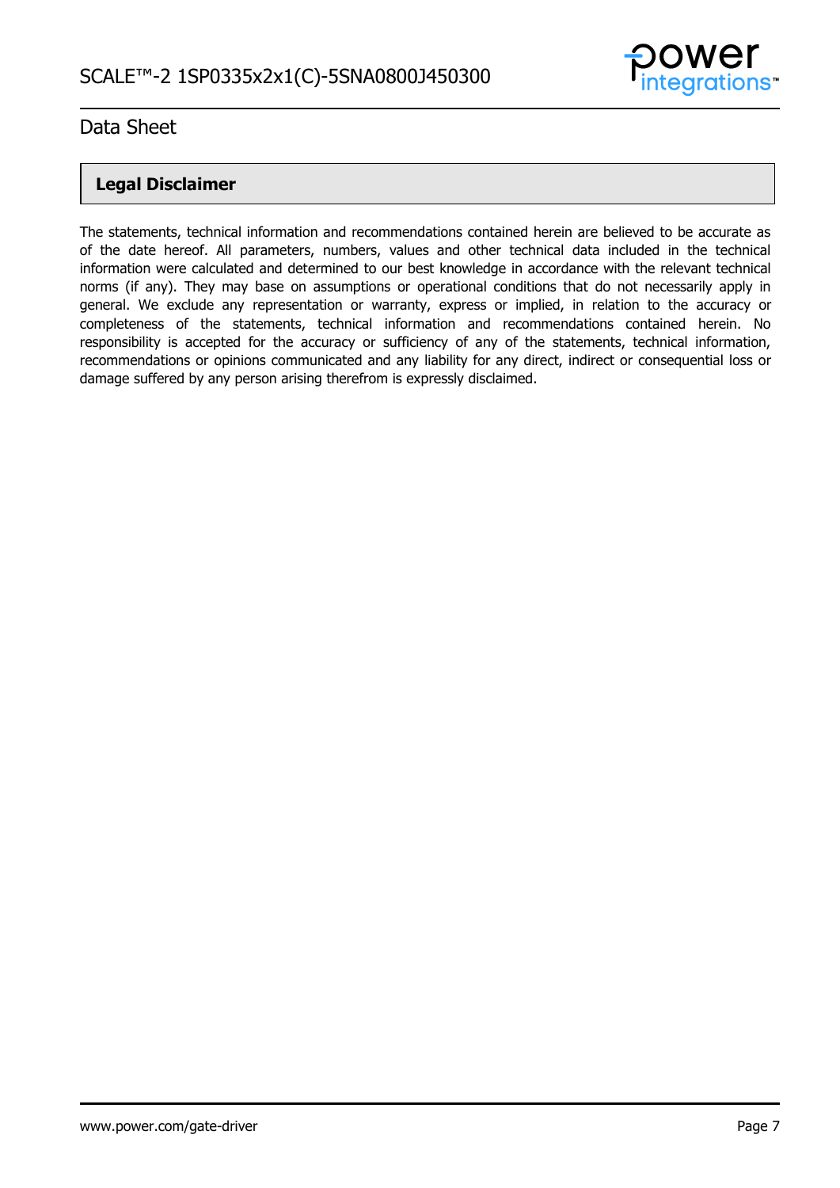## Legal Disclaimer

The statements, technical information and recommendations contained herein are believed to be accurate as of the date hereof. All parameters, numbers, values and other technical data included in the technical information were calculated and determined to our best knowledge in accordance with the relevant technical norms (if any). They may base on assumptions or operational conditions that do not necessarily apply in general. We exclude any representation or warranty, express or implied, in relation to the accuracy or completeness of the statements, technical information and recommendations contained herein. No responsibility is accepted for the accuracy or sufficiency of any of the statements, technical information, recommendations or opinions communicated and any liability for any direct, indirect or consequential loss or damage suffered by any person arising therefrom is expressly disclaimed.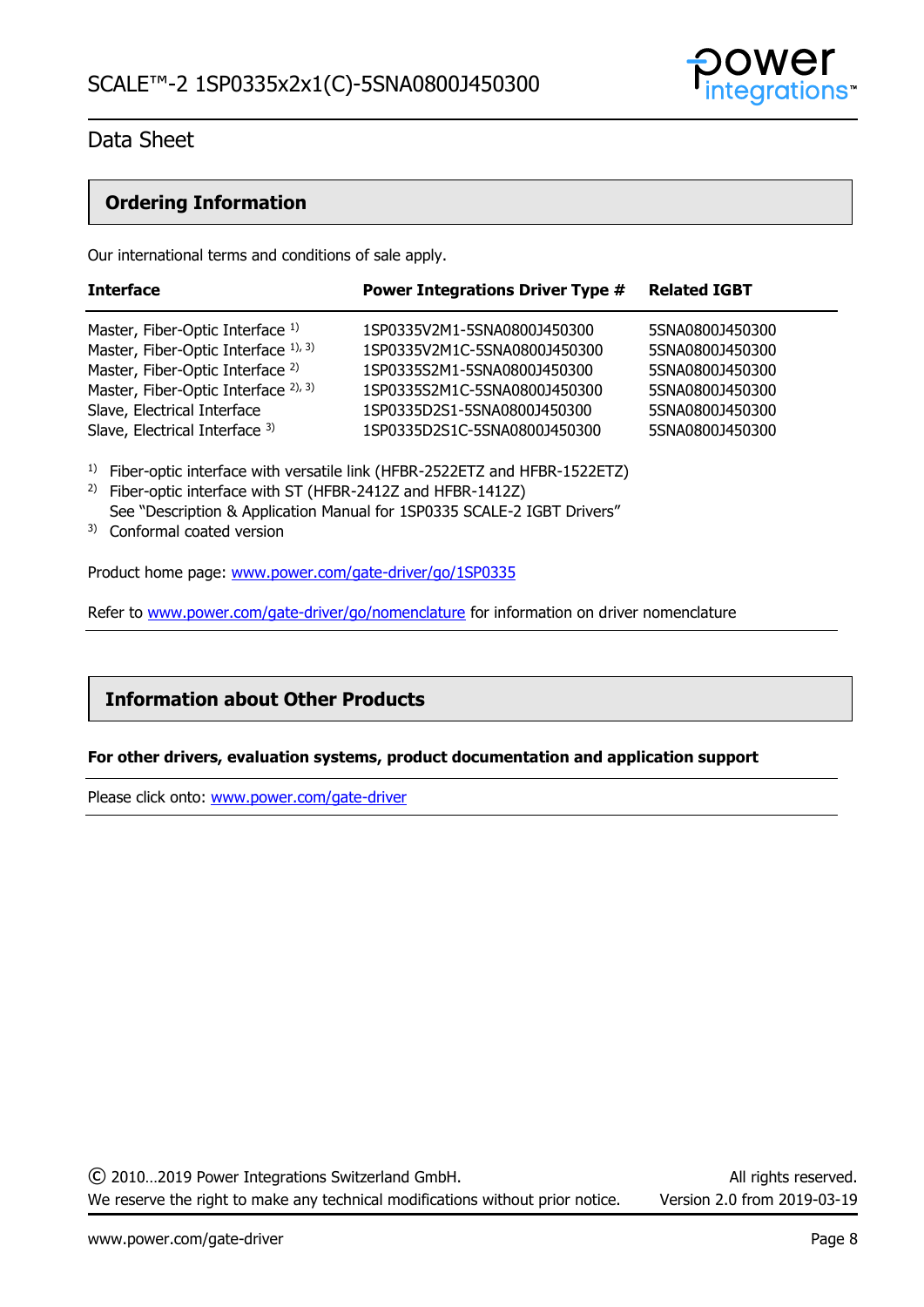## Ordering Information

Our international terms and conditions of sale apply.

| Interface | Power Integrations Driver Type # | Related IGBT |
|---|---|---|
| Master, Fiber-Optic Interface [1] | 1SP0335V2M1-5SNA0800J450300 | 5SNA0800J450300 |
| Master, Fiber-Optic Interface [1, 3] | 1SP0335V2M1C-5SNA0800J450300 | 5SNA0800J450300 |
| Master, Fiber-Optic Interface [2] | 1SP0335S2M1-5SNA0800J450300 | 5SNA0800J450300 |
| Master, Fiber-Optic Interface [2, 3] | 1SP0335S2M1C-5SNA0800J450300 | 5SNA0800J450300 |
| Slave, Electrical Interface | 1SP0335D2S1-5SNA0800J450300 | 5SNA0800J450300 |
| Slave, Electrical Interface [3] | 1SP0335D2S1C-5SNA0800J450300 | 5SNA0800J450300 |

[1] Fiber-optic interface with versatile link (HFBR-2522ETZ and HFBR-1522ETZ)
[2] Fiber-optic interface with ST (HFBR-2412Z and HFBR-1412Z)
See "Description & Application Manual for 1SP0335 SCALE-2 IGBT Drivers"
[3] Conformal coated version

Product home page: www.power.com/gate-driver/go/1SP0335

Refer to www.power.com/gate-driver/go/nomenclature for information on driver nomenclature

## Information about Other Products

**For other drivers, evaluation systems, product documentation and application support**

Please click onto: www.power.com/gate-driver

© 2010…2019 Power Integrations Switzerland GmbH. All rights reserved.
We reserve the right to make any technical modifications without prior notice. Version 2.0 from 2019-03-19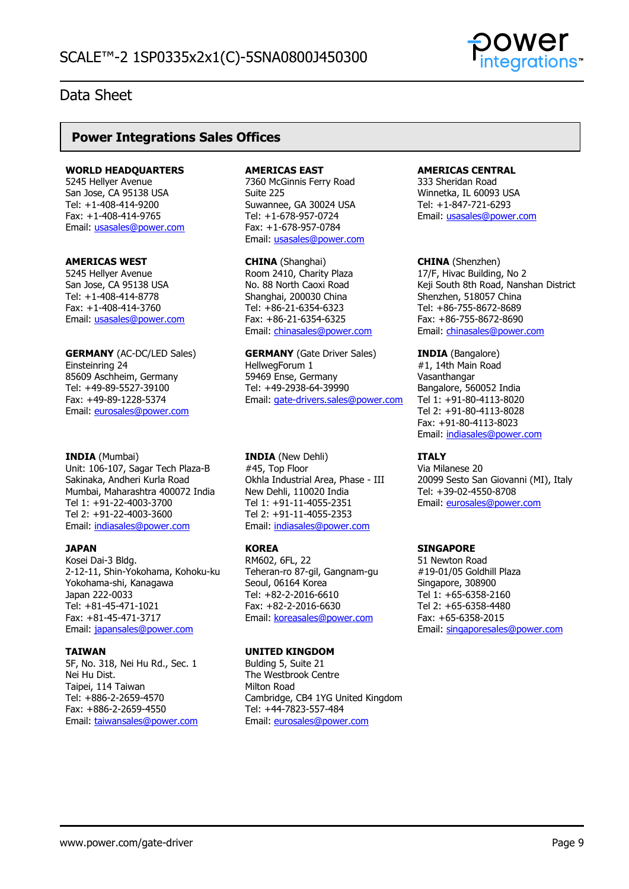## Power Integrations Sales Offices

**WORLD HEADQUARTERS**
5245 Hellyer Avenue
San Jose, CA 95138 USA
Tel: +1-408-414-9200
Fax: +1-408-414-9765
Email: usasales@power.com

**AMERICAS EAST**
7360 McGinnis Ferry Road
Suite 225
Suwannee, GA 30024 USA
Tel: +1-678-957-0724
Fax: +1-678-957-0784
Email: usasales@power.com

**AMERICAS CENTRAL**
333 Sheridan Road
Winnetka, IL 60093 USA
Tel: +1-847-721-6293
Email: usasales@power.com

**AMERICAS WEST**
5245 Hellyer Avenue
San Jose, CA 95138 USA
Tel: +1-408-414-8778
Fax: +1-408-414-3760
Email: usasales@power.com

**CHINA** (Shanghai)
Room 2410, Charity Plaza
No. 88 North Caoxi Road
Shanghai, 200030 China
Tel: +86-21-6354-6323
Fax: +86-21-6354-6325
Email: chinasales@power.com

**CHINA** (Shenzhen)
17/F, Hivac Building, No 2
Keji South 8th Road, Nanshan District
Shenzhen, 518057 China
Tel: +86-755-8672-8689
Fax: +86-755-8672-8690
Email: chinasales@power.com

**GERMANY** (AC-DC/LED Sales)
Einsteinring 24
85609 Aschheim, Germany
Tel: +49-89-5527-39100
Fax: +49-89-1228-5374
Email: eurosales@power.com

**GERMANY** (Gate Driver Sales)
HellwegForum 1
59469 Ense, Germany
Tel: +49-2938-64-39990
Email: gate-drivers.sales@power.com

**INDIA** (Bangalore)
#1, 14th Main Road
Vasanthangar
Bangalore, 560052 India
Tel 1: +91-80-4113-8020
Tel 2: +91-80-4113-8028
Fax: +91-80-4113-8023
Email: indiasales@power.com

**INDIA** (Mumbai)
Unit: 106-107, Sagar Tech Plaza-B
Sakinaka, Andheri Kurla Road
Mumbai, Maharashtra 400072 India
Tel 1: +91-22-4003-3700
Tel 2: +91-22-4003-3600
Email: indiasales@power.com

**INDIA** (New Dehli)
#45, Top Floor
Okhla Industrial Area, Phase - III
New Dehli, 110020 India
Tel 1: +91-11-4055-2351
Tel 2: +91-11-4055-2353
Email: indiasales@power.com

**ITALY**
Via Milanese 20
20099 Sesto San Giovanni (MI), Italy
Tel: +39-02-4550-8708
Email: eurosales@power.com

**JAPAN**
Kosei Dai-3 Bldg.
2-12-11, Shin-Yokohama, Kohoku-ku
Yokohama-shi, Kanagawa
Japan 222-0033
Tel: +81-45-471-1021
Fax: +81-45-471-3717
Email: japansales@power.com

**KOREA**
RM602, 6FL, 22
Teheran-ro 87-gil, Gangnam-gu
Seoul, 06164 Korea
Tel: +82-2-2016-6610
Fax: +82-2-2016-6630
Email: koreasales@power.com

**SINGAPORE**
51 Newton Road
#19-01/05 Goldhill Plaza
Singapore, 308900
Tel 1: +65-6358-2160
Tel 2: +65-6358-4480
Fax: +65-6358-2015
Email: singaporesales@power.com

**TAIWAN**
5F, No. 318, Nei Hu Rd., Sec. 1
Nei Hu Dist.
Taipei, 114 Taiwan
Tel: +886-2-2659-4570
Fax: +886-2-2659-4550
Email: taiwansales@power.com

**UNITED KINGDOM**
Bulding 5, Suite 21
The Westbrook Centre
Milton Road
Cambridge, CB4 1YG United Kingdom
Tel: +44-7823-557-484
Email: eurosales@power.com